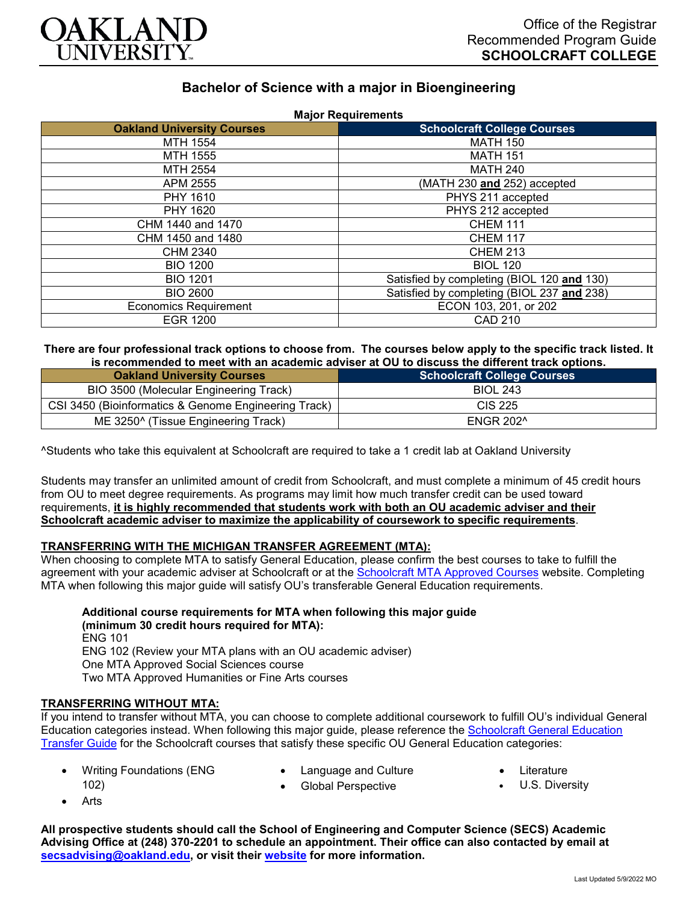OAKLAND UNIVERSITY

Office of the Registrar
Recommended Program Guide
**SCHOOLCRAFT COLLEGE**

# Bachelor of Science with a major in Bioengineering

**Major Requirements**

| Oakland University Courses | Schoolcraft College Courses |
|---|---|
| MTH 1554 | MATH 150 |
| MTH 1555 | MATH 151 |
| MTH 2554 | MATH 240 |
| APM 2555 | (MATH 230 **and** 252) accepted |
| PHY 1610 | PHYS 211 accepted |
| PHY 1620 | PHYS 212 accepted |
| CHM 1440 and 1470 | CHEM 111 |
| CHM 1450 and 1480 | CHEM 117 |
| CHM 2340 | CHEM 213 |
| BIO 1200 | BIOL 120 |
| BIO 1201 | Satisfied by completing (BIOL 120 **and** 130) |
| BIO 2600 | Satisfied by completing (BIOL 237 **and** 238) |
| Economics Requirement | ECON 103, 201, or 202 |
| EGR 1200 | CAD 210 |

**There are four professional track options to choose from. The courses below apply to the specific track listed. It is recommended to meet with an academic adviser at OU to discuss the different track options.**

| Oakland University Courses | Schoolcraft College Courses |
|---|---|
| BIO 3500 (Molecular Engineering Track) | BIOL 243 |
| CSI 3450 (Bioinformatics & Genome Engineering Track) | CIS 225 |
| ME 3250^ (Tissue Engineering Track) | ENGR 202^ |

^Students who take this equivalent at Schoolcraft are required to take a 1 credit lab at Oakland University

Students may transfer an unlimited amount of credit from Schoolcraft, and must complete a minimum of 45 credit hours from OU to meet degree requirements. As programs may limit how much transfer credit can be used toward requirements, **it is highly recommended that students work with both an OU academic adviser and their Schoolcraft academic adviser to maximize the applicability of coursework to specific requirements**.

## TRANSFERRING WITH THE MICHIGAN TRANSFER AGREEMENT (MTA):

When choosing to complete MTA to satisfy General Education, please confirm the best courses to take to fulfill the agreement with your academic adviser at Schoolcraft or at the Schoolcraft MTA Approved Courses website. Completing MTA when following this major guide will satisfy OU's transferable General Education requirements.

**Additional course requirements for MTA when following this major guide (minimum 30 credit hours required for MTA):**
ENG 101
ENG 102 (Review your MTA plans with an OU academic adviser)
One MTA Approved Social Sciences course
Two MTA Approved Humanities or Fine Arts courses

## TRANSFERRING WITHOUT MTA:

If you intend to transfer without MTA, you can choose to complete additional coursework to fulfill OU's individual General Education categories instead. When following this major guide, please reference the Schoolcraft General Education Transfer Guide for the Schoolcraft courses that satisfy these specific OU General Education categories:

- Writing Foundations (ENG 102)
- Arts
- Language and Culture
- Global Perspective
- Literature
- U.S. Diversity

**All prospective students should call the School of Engineering and Computer Science (SECS) Academic Advising Office at (248) 370-2201 to schedule an appointment. Their office can also contacted by email at secsadvising@oakland.edu, or visit their website for more information.**

Last Updated 5/9/2022 MO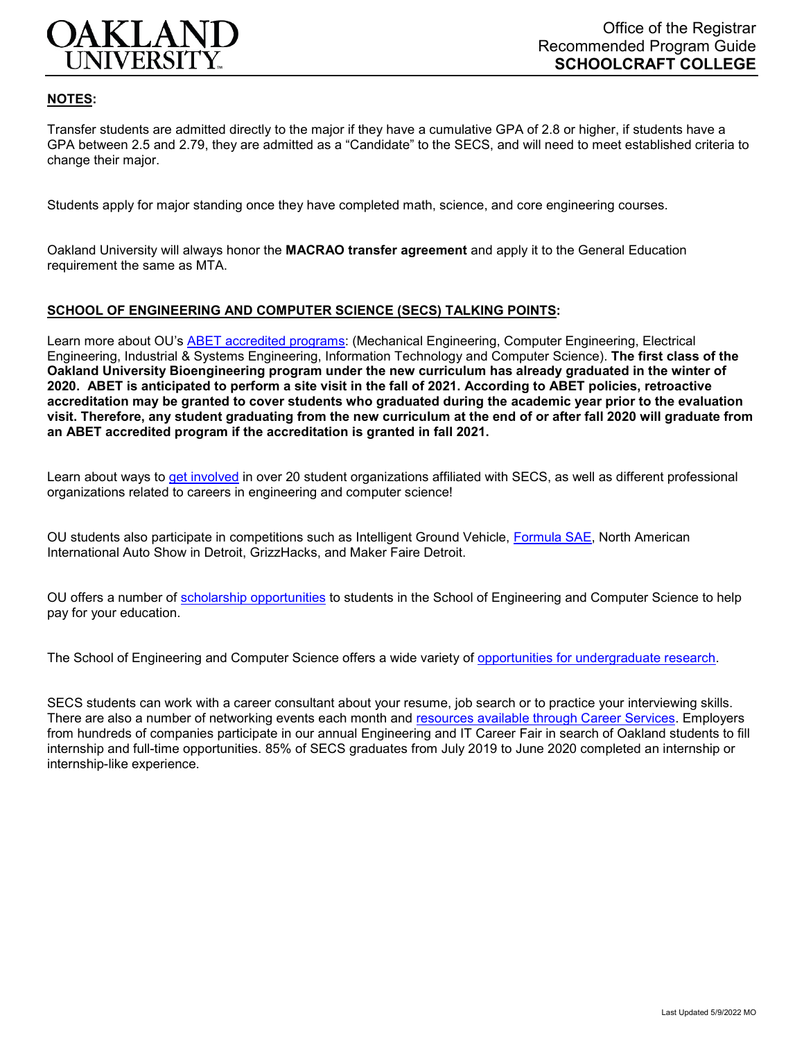**NOTES:**

Transfer students are admitted directly to the major if they have a cumulative GPA of 2.8 or higher, if students have a GPA between 2.5 and 2.79, they are admitted as a "Candidate" to the SECS, and will need to meet established criteria to change their major.

Students apply for major standing once they have completed math, science, and core engineering courses.

Oakland University will always honor the **MACRAO transfer agreement** and apply it to the General Education requirement the same as MTA.

**SCHOOL OF ENGINEERING AND COMPUTER SCIENCE (SECS) TALKING POINTS:**

Learn more about OU's ABET accredited programs: (Mechanical Engineering, Computer Engineering, Electrical Engineering, Industrial & Systems Engineering, Information Technology and Computer Science). **The first class of the Oakland University Bioengineering program under the new curriculum has already graduated in the winter of 2020. ABET is anticipated to perform a site visit in the fall of 2021. According to ABET policies, retroactive accreditation may be granted to cover students who graduated during the academic year prior to the evaluation visit. Therefore, any student graduating from the new curriculum at the end of or after fall 2020 will graduate from an ABET accredited program if the accreditation is granted in fall 2021.**

Learn about ways to get involved in over 20 student organizations affiliated with SECS, as well as different professional organizations related to careers in engineering and computer science!

OU students also participate in competitions such as Intelligent Ground Vehicle, Formula SAE, North American International Auto Show in Detroit, GrizzHacks, and Maker Faire Detroit.

OU offers a number of scholarship opportunities to students in the School of Engineering and Computer Science to help pay for your education.

The School of Engineering and Computer Science offers a wide variety of opportunities for undergraduate research.

SECS students can work with a career consultant about your resume, job search or to practice your interviewing skills. There are also a number of networking events each month and resources available through Career Services. Employers from hundreds of companies participate in our annual Engineering and IT Career Fair in search of Oakland students to fill internship and full-time opportunities. 85% of SECS graduates from July 2019 to June 2020 completed an internship or internship-like experience.

Last Updated 5/9/2022 MO